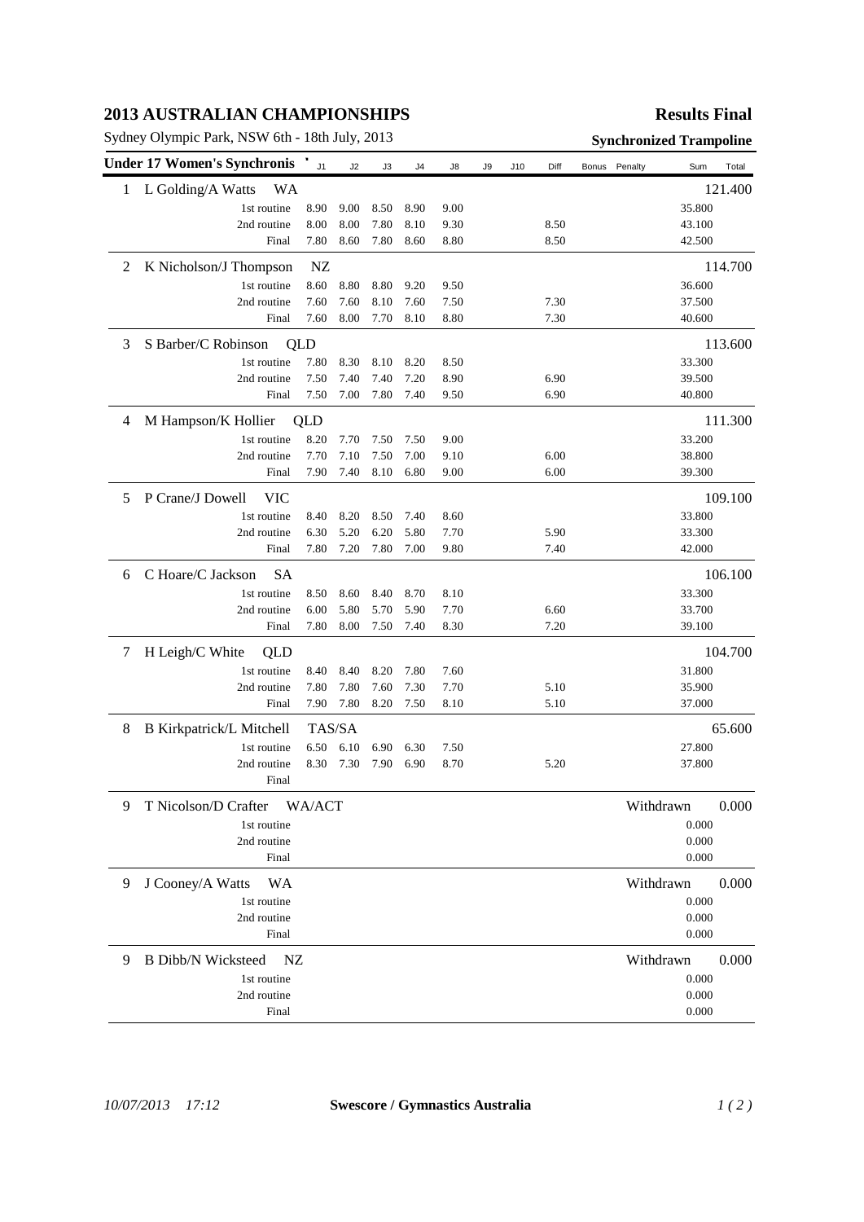# 2013 AUSTRALIAN CHAMPIONSHIPS

**Results Final**

Sydney Olympic Park, NSW 6th - 18th July, 2013

**Synchronized Trampoline**

| Under 17 Women's Synchronis | | J1 | J2 | J3 | J4 | J8 | J9 | J10 | Diff | Bonus | Penalty | Sum | Total |
|---|---|---|---|---|---|---|---|---|---|---|---|---|---|
| 1 | L Golding/A Watts WA | | | | | | | | | | | | 121.400 |
| | 1st routine | 8.90 | 9.00 | 8.50 | 8.90 | 9.00 | | | | | | 35.800 | |
| | 2nd routine | 8.00 | 8.00 | 7.80 | 8.10 | 9.30 | | | 8.50 | | | 43.100 | |
| | Final | 7.80 | 8.60 | 7.80 | 8.60 | 8.80 | | | 8.50 | | | 42.500 | |
| 2 | K Nicholson/J Thompson NZ | | | | | | | | | | | | 114.700 |
| | 1st routine | 8.60 | 8.80 | 8.80 | 9.20 | 9.50 | | | | | | 36.600 | |
| | 2nd routine | 7.60 | 7.60 | 8.10 | 7.60 | 7.50 | | | 7.30 | | | 37.500 | |
| | Final | 7.60 | 8.00 | 7.70 | 8.10 | 8.80 | | | 7.30 | | | 40.600 | |
| 3 | S Barber/C Robinson QLD | | | | | | | | | | | | 113.600 |
| | 1st routine | 7.80 | 8.30 | 8.10 | 8.20 | 8.50 | | | | | | 33.300 | |
| | 2nd routine | 7.50 | 7.40 | 7.40 | 7.20 | 8.90 | | | 6.90 | | | 39.500 | |
| | Final | 7.50 | 7.00 | 7.80 | 7.40 | 9.50 | | | 6.90 | | | 40.800 | |
| 4 | M Hampson/K Hollier QLD | | | | | | | | | | | | 111.300 |
| | 1st routine | 8.20 | 7.70 | 7.50 | 7.50 | 9.00 | | | | | | 33.200 | |
| | 2nd routine | 7.70 | 7.10 | 7.50 | 7.00 | 9.10 | | | 6.00 | | | 38.800 | |
| | Final | 7.90 | 7.40 | 8.10 | 6.80 | 9.00 | | | 6.00 | | | 39.300 | |
| 5 | P Crane/J Dowell VIC | | | | | | | | | | | | 109.100 |
| | 1st routine | 8.40 | 8.20 | 8.50 | 7.40 | 8.60 | | | | | | 33.800 | |
| | 2nd routine | 6.30 | 5.20 | 6.20 | 5.80 | 7.70 | | | 5.90 | | | 33.300 | |
| | Final | 7.80 | 7.20 | 7.80 | 7.00 | 9.80 | | | 7.40 | | | 42.000 | |
| 6 | C Hoare/C Jackson SA | | | | | | | | | | | | 106.100 |
| | 1st routine | 8.50 | 8.60 | 8.40 | 8.70 | 8.10 | | | | | | 33.300 | |
| | 2nd routine | 6.00 | 5.80 | 5.70 | 5.90 | 7.70 | | | 6.60 | | | 33.700 | |
| | Final | 7.80 | 8.00 | 7.50 | 7.40 | 8.30 | | | 7.20 | | | 39.100 | |
| 7 | H Leigh/C White QLD | | | | | | | | | | | | 104.700 |
| | 1st routine | 8.40 | 8.40 | 8.20 | 7.80 | 7.60 | | | | | | 31.800 | |
| | 2nd routine | 7.80 | 7.80 | 7.60 | 7.30 | 7.70 | | | 5.10 | | | 35.900 | |
| | Final | 7.90 | 7.80 | 8.20 | 7.50 | 8.10 | | | 5.10 | | | 37.000 | |
| 8 | B Kirkpatrick/L Mitchell TAS/SA | | | | | | | | | | | | 65.600 |
| | 1st routine | 6.50 | 6.10 | 6.90 | 6.30 | 7.50 | | | | | | 27.800 | |
| | 2nd routine | 8.30 | 7.30 | 7.90 | 6.90 | 8.70 | | | 5.20 | | | 37.800 | |
| | Final | | | | | | | | | | | | |
| 9 | T Nicolson/D Crafter WA/ACT | | | | | | | | | | Withdrawn | | 0.000 |
| | 1st routine | | | | | | | | | | | 0.000 | |
| | 2nd routine | | | | | | | | | | | 0.000 | |
| | Final | | | | | | | | | | | 0.000 | |
| 9 | J Cooney/A Watts WA | | | | | | | | | | Withdrawn | | 0.000 |
| | 1st routine | | | | | | | | | | | 0.000 | |
| | 2nd routine | | | | | | | | | | | 0.000 | |
| | Final | | | | | | | | | | | 0.000 | |
| 9 | B Dibb/N Wicksteed NZ | | | | | | | | | | Withdrawn | | 0.000 |
| | 1st routine | | | | | | | | | | | 0.000 | |
| | 2nd routine | | | | | | | | | | | 0.000 | |
| | Final | | | | | | | | | | | 0.000 | |

*10/07/2013 17:12* **Swescore / Gymnastics Australia**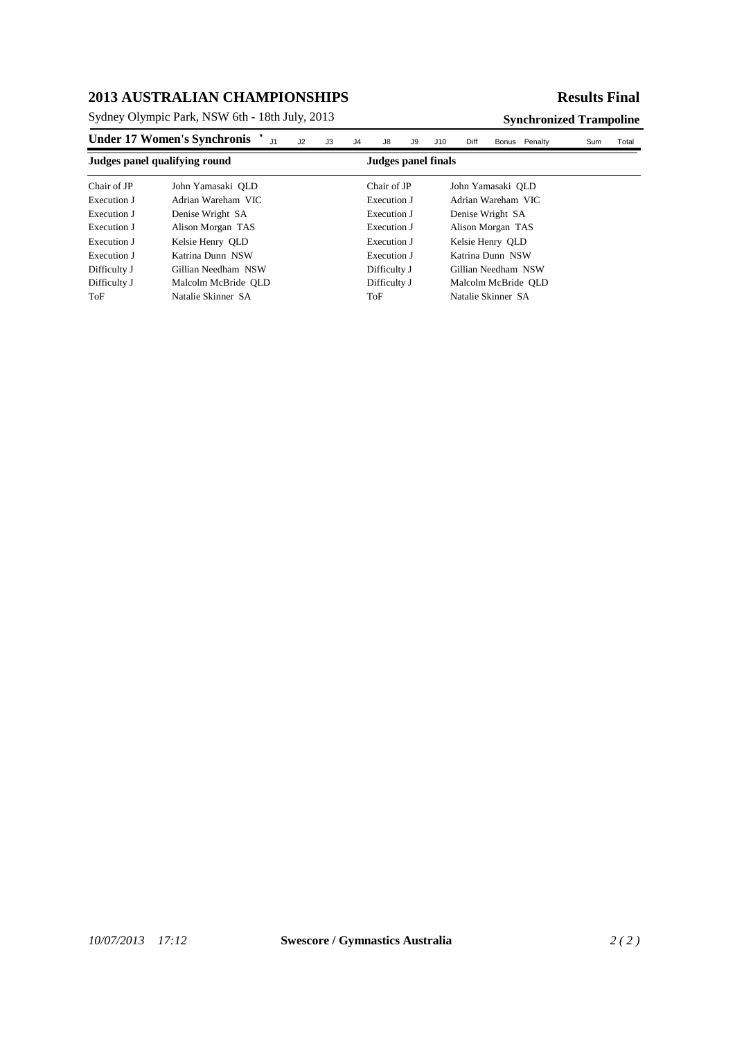# 2013 AUSTRALIAN CHAMPIONSHIPS

**Results Final**

Sydney Olympic Park, NSW 6th - 18th July, 2013

**Synchronized Trampoline**

**Under 17 Women's Synchronis** J1 J2 J3 J4 J8 J9 J10 Diff Bonus Penalty Sum Total

| **Judges panel qualifying round** | | **Judges panel finals** | |
|---|---|---|---|
| Chair of JP | John Yamasaki QLD | Chair of JP | John Yamasaki QLD |
| Execution J | Adrian Wareham VIC | Execution J | Adrian Wareham VIC |
| Execution J | Denise Wright SA | Execution J | Denise Wright SA |
| Execution J | Alison Morgan TAS | Execution J | Alison Morgan TAS |
| Execution J | Kelsie Henry QLD | Execution J | Kelsie Henry QLD |
| Execution J | Katrina Dunn NSW | Execution J | Katrina Dunn NSW |
| Difficulty J | Gillian Needham NSW | Difficulty J | Gillian Needham NSW |
| Difficulty J | Malcolm McBride QLD | Difficulty J | Malcolm McBride QLD |
| ToF | Natalie Skinner SA | ToF | Natalie Skinner SA |

*10/07/2013 17:12* **Swescore / Gymnastics Australia**